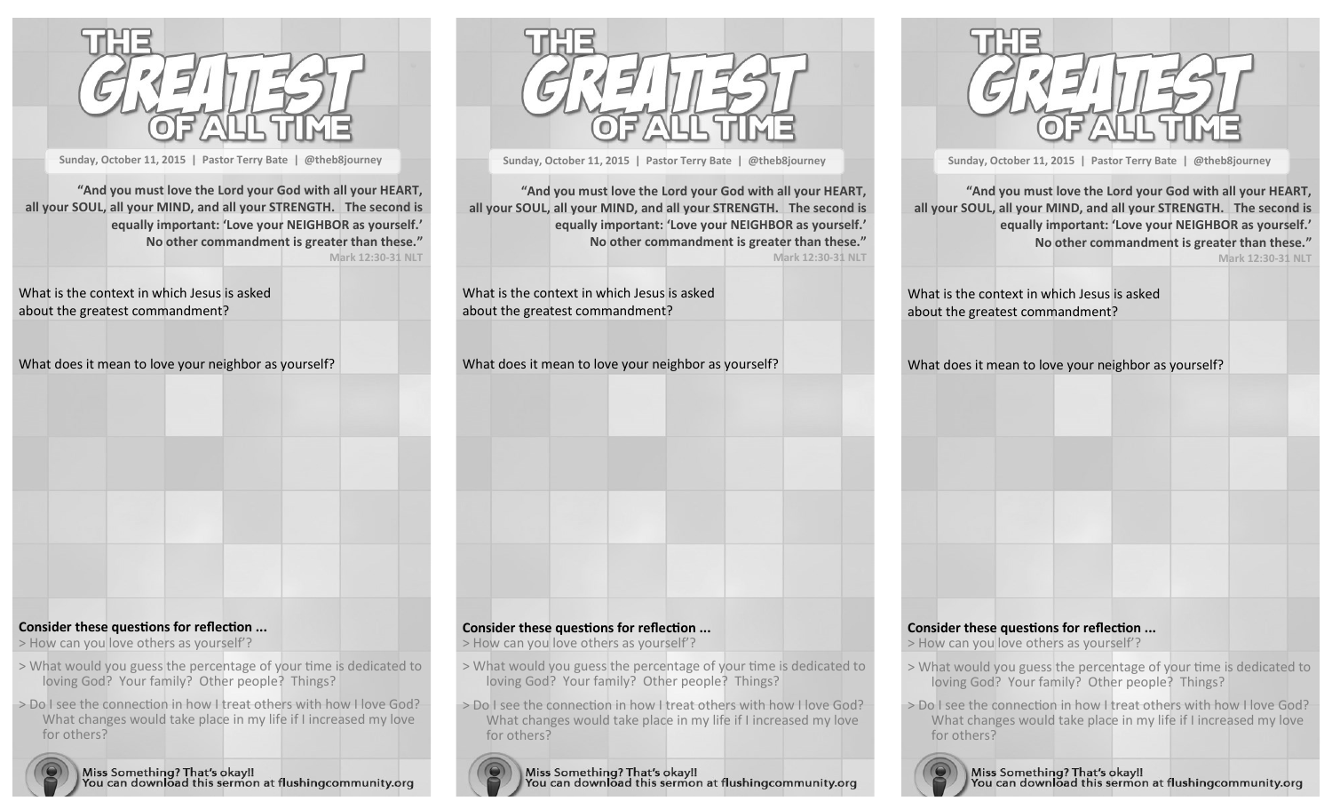# THE GREATEST OF ALL TIME

Sunday, October 11, 2015 | Pastor Terry Bate | @theb8journey

"And you must love the Lord your God with all your HEART, all your SOUL, all your MIND, and all your STRENGTH. The second is equally important: 'Love your NEIGHBOR as yourself.' No other commandment is greater than these."

Mark 12:30-31 NLT

What is the context in which Jesus is asked about the greatest commandment?

What does it mean to love your neighbor as yourself?

**Consider these questions for reflection ...**

> How can you love others as yourself'?

> What would you guess the percentage of your time is dedicated to loving God? Your family? Other people? Things?

> Do I see the connection in how I treat others with how I love God? What changes would take place in my life if I increased my love for others?

Miss Something? That's okay!!
You can download this sermon at flushingcommunity.org

# THE GREATEST OF ALL TIME

Sunday, October 11, 2015 | Pastor Terry Bate | @theb8journey

"And you must love the Lord your God with all your HEART, all your SOUL, all your MIND, and all your STRENGTH. The second is equally important: 'Love your NEIGHBOR as yourself.' No other commandment is greater than these."

Mark 12:30-31 NLT

What is the context in which Jesus is asked about the greatest commandment?

What does it mean to love your neighbor as yourself?

**Consider these questions for reflection ...**

> How can you love others as yourself'?

> What would you guess the percentage of your time is dedicated to loving God? Your family? Other people? Things?

> Do I see the connection in how I treat others with how I love God? What changes would take place in my life if I increased my love for others?

Miss Something? That's okay!!
You can download this sermon at flushingcommunity.org

# THE GREATEST OF ALL TIME

Sunday, October 11, 2015 | Pastor Terry Bate | @theb8journey

"And you must love the Lord your God with all your HEART, all your SOUL, all your MIND, and all your STRENGTH. The second is equally important: 'Love your NEIGHBOR as yourself.' No other commandment is greater than these."

Mark 12:30-31 NLT

What is the context in which Jesus is asked about the greatest commandment?

What does it mean to love your neighbor as yourself?

**Consider these questions for reflection ...**

> How can you love others as yourself'?

> What would you guess the percentage of your time is dedicated to loving God? Your family? Other people? Things?

> Do I see the connection in how I treat others with how I love God? What changes would take place in my life if I increased my love for others?

Miss Something? That's okay!!
You can download this sermon at flushingcommunity.org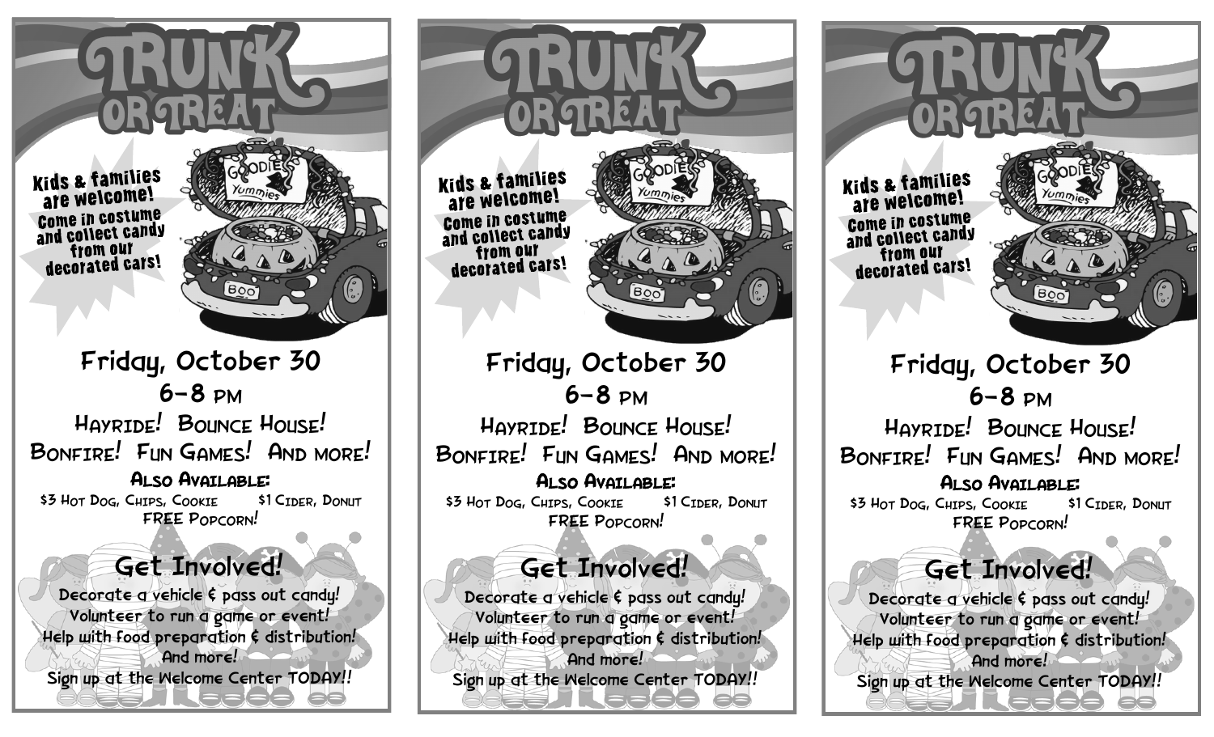# TRUNK OR TREAT

Kids & families are welcome!
Come in costume and collect candy from our decorated cars!

GOODIES
Yummies
BOO

## Friday, October 30
## 6–8 PM

Hayride! Bounce House!
Bonfire! Fun Games! And more!

**Also Available:**
$3 Hot Dog, Chips, Cookie $1 Cider, Donut
FREE Popcorn!

## Get Involved!

Decorate a vehicle & pass out candy!
Volunteer to run a game or event!
Help with food preparation & distribution!
And more!
Sign up at the Welcome Center TODAY!!

---

# TRUNK OR TREAT

Kids & families are welcome!
Come in costume and collect candy from our decorated cars!

GOODIES
Yummies
BOO

## Friday, October 30
## 6–8 PM

Hayride! Bounce House!
Bonfire! Fun Games! And more!

**Also Available:**
$3 Hot Dog, Chips, Cookie $1 Cider, Donut
FREE Popcorn!

## Get Involved!

Decorate a vehicle & pass out candy!
Volunteer to run a game or event!
Help with food preparation & distribution!
And more!
Sign up at the Welcome Center TODAY!!

---

# TRUNK OR TREAT

Kids & families are welcome!
Come in costume and collect candy from our decorated cars!

GOODIES
Yummies
BOO

## Friday, October 30
## 6–8 PM

Hayride! Bounce House!
Bonfire! Fun Games! And more!

**Also Available:**
$3 Hot Dog, Chips, Cookie $1 Cider, Donut
FREE Popcorn!

## Get Involved!

Decorate a vehicle & pass out candy!
Volunteer to run a game or event!
Help with food preparation & distribution!
And more!
Sign up at the Welcome Center TODAY!!